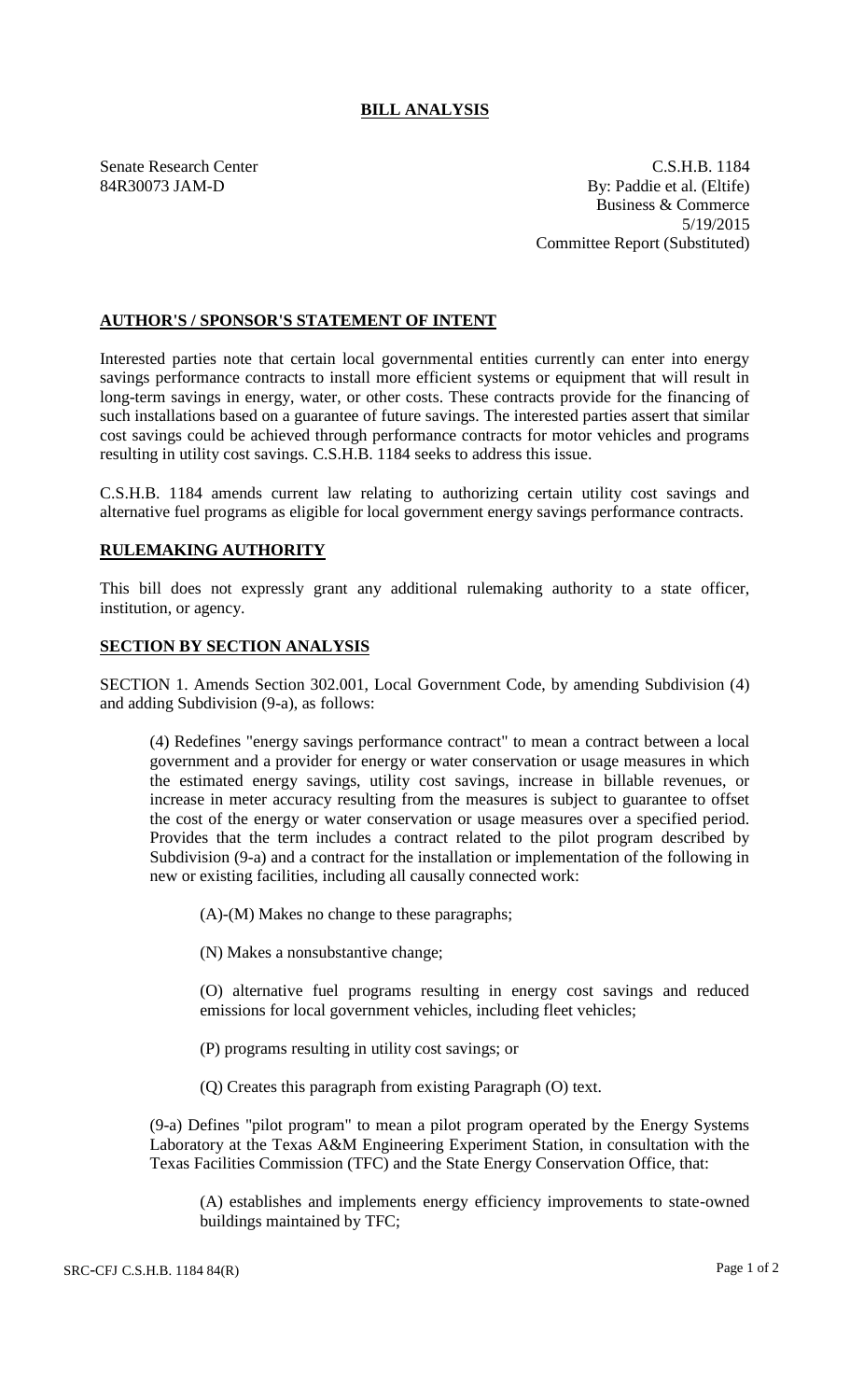# BILL ANALYSIS

Senate Research Center
84R30073 JAM-D

C.S.H.B. 1184
By: Paddie et al. (Eltife)
Business & Commerce
5/19/2015
Committee Report (Substituted)

## AUTHOR'S / SPONSOR'S STATEMENT OF INTENT

Interested parties note that certain local governmental entities currently can enter into energy savings performance contracts to install more efficient systems or equipment that will result in long-term savings in energy, water, or other costs. These contracts provide for the financing of such installations based on a guarantee of future savings. The interested parties assert that similar cost savings could be achieved through performance contracts for motor vehicles and programs resulting in utility cost savings. C.S.H.B. 1184 seeks to address this issue.

C.S.H.B. 1184 amends current law relating to authorizing certain utility cost savings and alternative fuel programs as eligible for local government energy savings performance contracts.

## RULEMAKING AUTHORITY

This bill does not expressly grant any additional rulemaking authority to a state officer, institution, or agency.

## SECTION BY SECTION ANALYSIS

SECTION 1. Amends Section 302.001, Local Government Code, by amending Subdivision (4) and adding Subdivision (9-a), as follows:

(4) Redefines "energy savings performance contract" to mean a contract between a local government and a provider for energy or water conservation or usage measures in which the estimated energy savings, utility cost savings, increase in billable revenues, or increase in meter accuracy resulting from the measures is subject to guarantee to offset the cost of the energy or water conservation or usage measures over a specified period. Provides that the term includes a contract related to the pilot program described by Subdivision (9-a) and a contract for the installation or implementation of the following in new or existing facilities, including all causally connected work:

(A)-(M) Makes no change to these paragraphs;

(N) Makes a nonsubstantive change;

(O) alternative fuel programs resulting in energy cost savings and reduced emissions for local government vehicles, including fleet vehicles;

(P) programs resulting in utility cost savings; or

(Q) Creates this paragraph from existing Paragraph (O) text.

(9-a) Defines "pilot program" to mean a pilot program operated by the Energy Systems Laboratory at the Texas A&M Engineering Experiment Station, in consultation with the Texas Facilities Commission (TFC) and the State Energy Conservation Office, that:

(A) establishes and implements energy efficiency improvements to state-owned buildings maintained by TFC;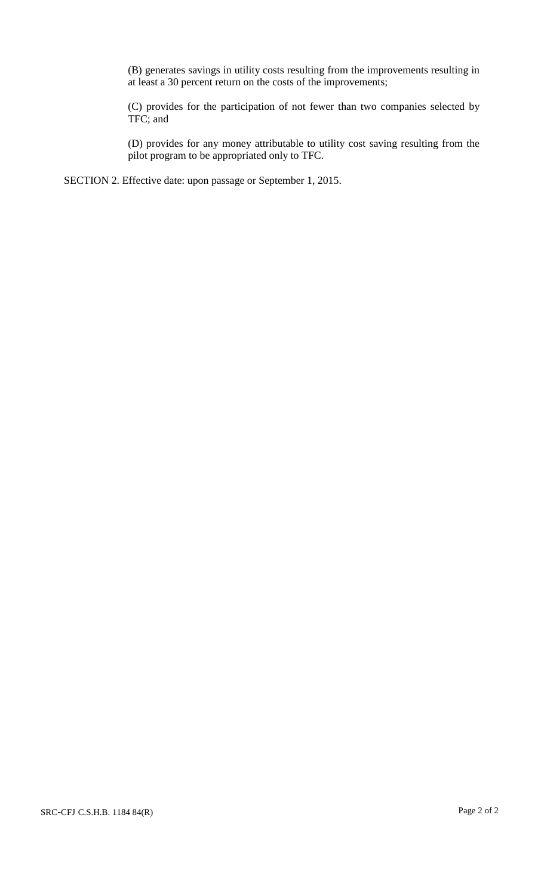(B) generates savings in utility costs resulting from the improvements resulting in at least a 30 percent return on the costs of the improvements;

(C) provides for the participation of not fewer than two companies selected by TFC; and

(D) provides for any money attributable to utility cost saving resulting from the pilot program to be appropriated only to TFC.

SECTION 2. Effective date: upon passage or September 1, 2015.